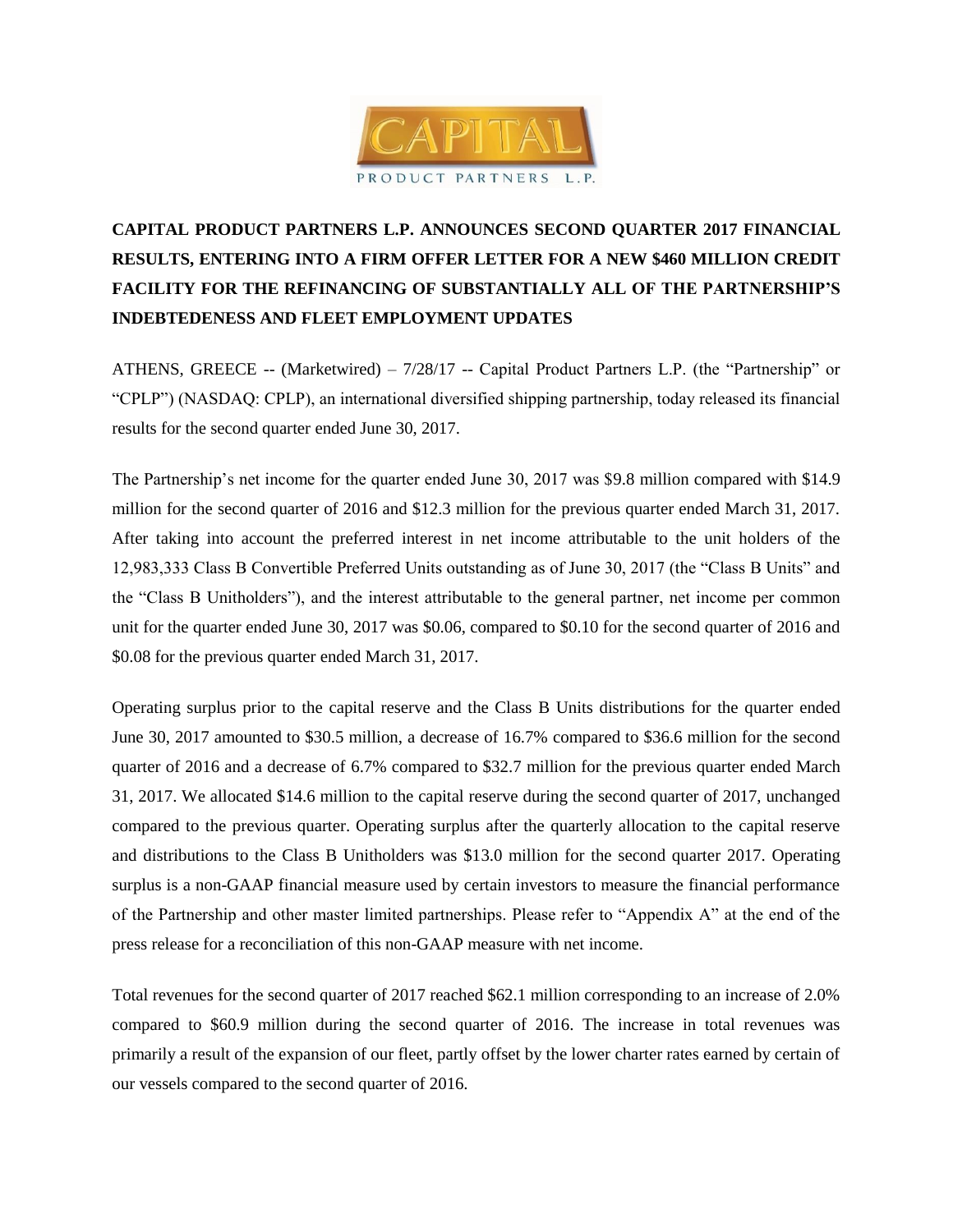# CAPITAL PRODUCT PARTNERS L.P. ANNOUNCES SECOND QUARTER 2017 FINANCIAL RESULTS, ENTERING INTO A FIRM OFFER LETTER FOR A NEW $460 MILLION CREDIT FACILITY FOR THE REFINANCING OF SUBSTANTIALLY ALL OF THE PARTNERSHIP'S INDEBTEDENESS AND FLEET EMPLOYMENT UPDATES

ATHENS, GREECE -- (Marketwired) – 7/28/17 -- Capital Product Partners L.P. (the "Partnership" or "CPLP") (NASDAQ: CPLP), an international diversified shipping partnership, today released its financial results for the second quarter ended June 30, 2017.

The Partnership's net income for the quarter ended June 30, 2017 was $9.8 million compared with $14.9 million for the second quarter of 2016 and $12.3 million for the previous quarter ended March 31, 2017. After taking into account the preferred interest in net income attributable to the unit holders of the 12,983,333 Class B Convertible Preferred Units outstanding as of June 30, 2017 (the "Class B Units" and the "Class B Unitholders"), and the interest attributable to the general partner, net income per common unit for the quarter ended June 30, 2017 was $0.06, compared to $0.10 for the second quarter of 2016 and $0.08 for the previous quarter ended March 31, 2017.

Operating surplus prior to the capital reserve and the Class B Units distributions for the quarter ended June 30, 2017 amounted to $30.5 million, a decrease of 16.7% compared to $36.6 million for the second quarter of 2016 and a decrease of 6.7% compared to $32.7 million for the previous quarter ended March 31, 2017. We allocated $14.6 million to the capital reserve during the second quarter of 2017, unchanged compared to the previous quarter. Operating surplus after the quarterly allocation to the capital reserve and distributions to the Class B Unitholders was $13.0 million for the second quarter 2017. Operating surplus is a non-GAAP financial measure used by certain investors to measure the financial performance of the Partnership and other master limited partnerships. Please refer to "Appendix A" at the end of the press release for a reconciliation of this non-GAAP measure with net income.

Total revenues for the second quarter of 2017 reached $62.1 million corresponding to an increase of 2.0% compared to $60.9 million during the second quarter of 2016. The increase in total revenues was primarily a result of the expansion of our fleet, partly offset by the lower charter rates earned by certain of our vessels compared to the second quarter of 2016.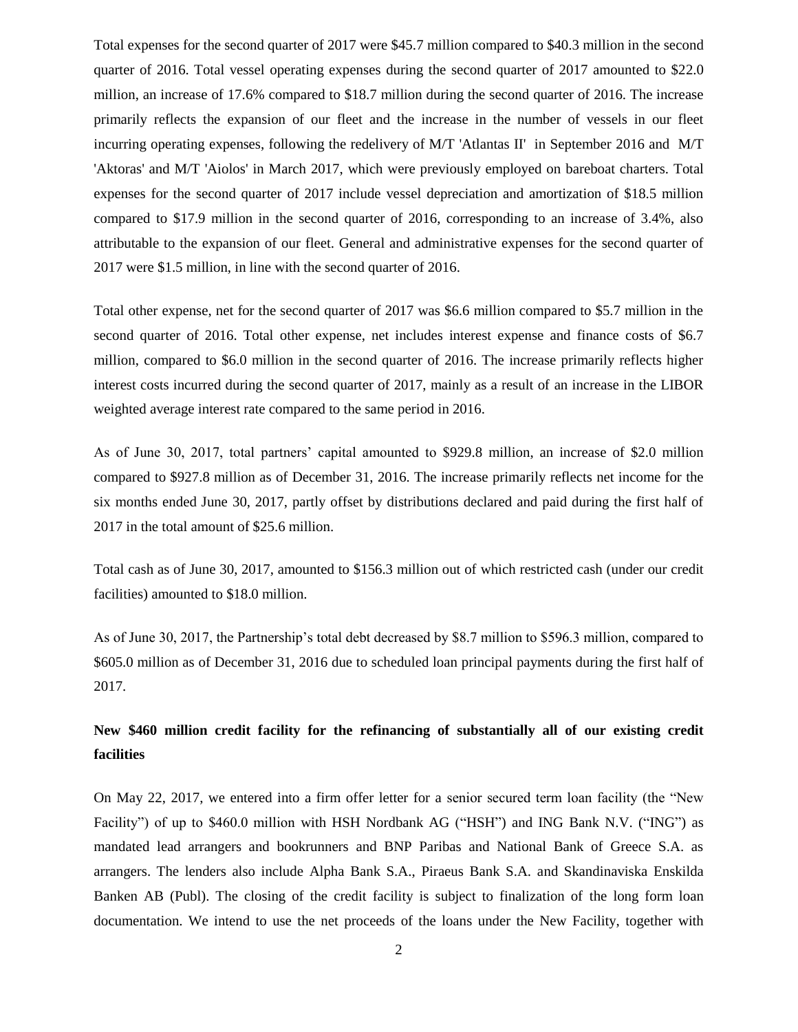Total expenses for the second quarter of 2017 were $45.7 million compared to $40.3 million in the second quarter of 2016. Total vessel operating expenses during the second quarter of 2017 amounted to $22.0 million, an increase of 17.6% compared to $18.7 million during the second quarter of 2016. The increase primarily reflects the expansion of our fleet and the increase in the number of vessels in our fleet incurring operating expenses, following the redelivery of M/T 'Atlantas II' in September 2016 and M/T 'Aktoras' and M/T 'Aiolos' in March 2017, which were previously employed on bareboat charters. Total expenses for the second quarter of 2017 include vessel depreciation and amortization of $18.5 million compared to $17.9 million in the second quarter of 2016, corresponding to an increase of 3.4%, also attributable to the expansion of our fleet. General and administrative expenses for the second quarter of 2017 were $1.5 million, in line with the second quarter of 2016.

Total other expense, net for the second quarter of 2017 was $6.6 million compared to $5.7 million in the second quarter of 2016. Total other expense, net includes interest expense and finance costs of $6.7 million, compared to $6.0 million in the second quarter of 2016. The increase primarily reflects higher interest costs incurred during the second quarter of 2017, mainly as a result of an increase in the LIBOR weighted average interest rate compared to the same period in 2016.

As of June 30, 2017, total partners' capital amounted to $929.8 million, an increase of $2.0 million compared to $927.8 million as of December 31, 2016. The increase primarily reflects net income for the six months ended June 30, 2017, partly offset by distributions declared and paid during the first half of 2017 in the total amount of $25.6 million.

Total cash as of June 30, 2017, amounted to $156.3 million out of which restricted cash (under our credit facilities) amounted to $18.0 million.

As of June 30, 2017, the Partnership's total debt decreased by $8.7 million to $596.3 million, compared to $605.0 million as of December 31, 2016 due to scheduled loan principal payments during the first half of 2017.

**New $460 million credit facility for the refinancing of substantially all of our existing credit facilities**

On May 22, 2017, we entered into a firm offer letter for a senior secured term loan facility (the "New Facility") of up to $460.0 million with HSH Nordbank AG ("HSH") and ING Bank N.V. ("ING") as mandated lead arrangers and bookrunners and BNP Paribas and National Bank of Greece S.A. as arrangers. The lenders also include Alpha Bank S.A., Piraeus Bank S.A. and Skandinaviska Enskilda Banken AB (Publ). The closing of the credit facility is subject to finalization of the long form loan documentation. We intend to use the net proceeds of the loans under the New Facility, together with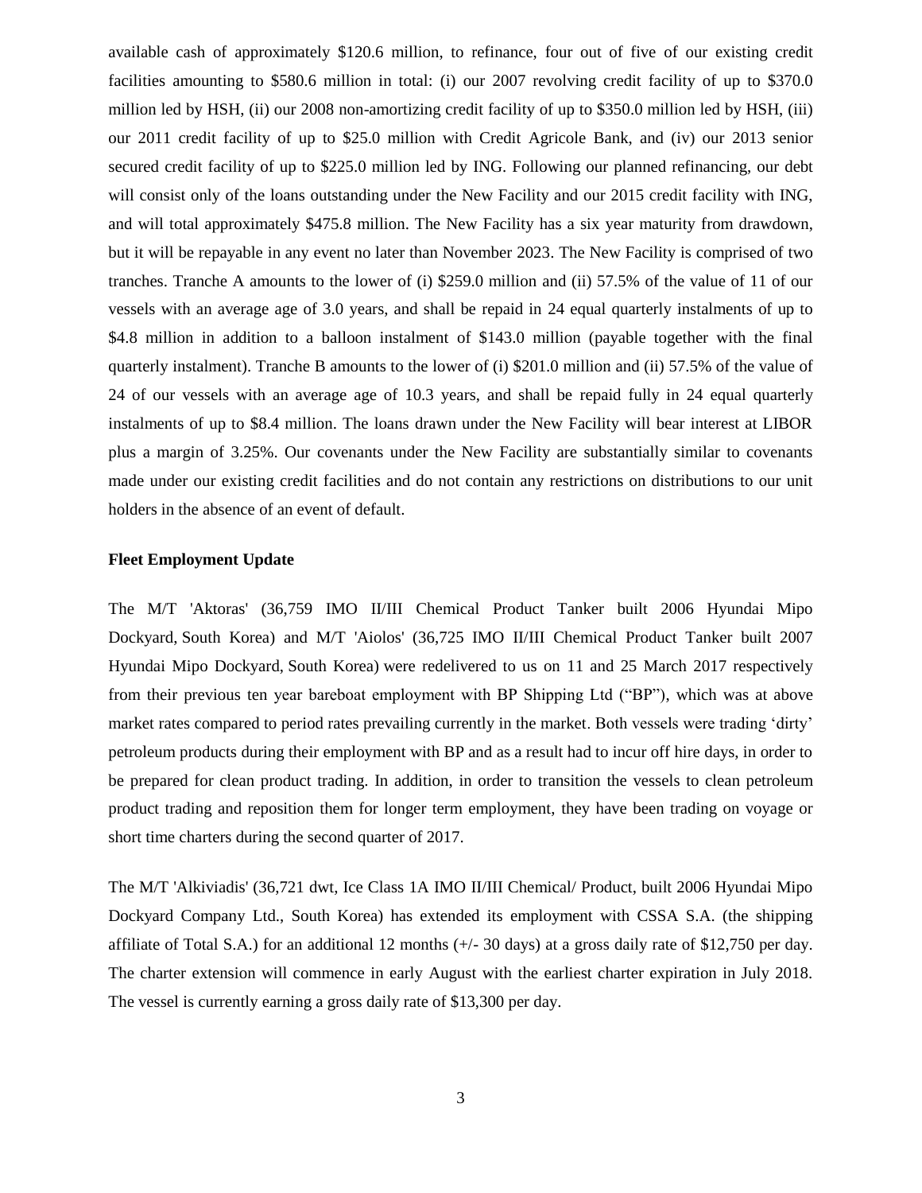available cash of approximately $120.6 million, to refinance, four out of five of our existing credit facilities amounting to $580.6 million in total: (i) our 2007 revolving credit facility of up to $370.0 million led by HSH, (ii) our 2008 non-amortizing credit facility of up to $350.0 million led by HSH, (iii) our 2011 credit facility of up to $25.0 million with Credit Agricole Bank, and (iv) our 2013 senior secured credit facility of up to $225.0 million led by ING. Following our planned refinancing, our debt will consist only of the loans outstanding under the New Facility and our 2015 credit facility with ING, and will total approximately $475.8 million. The New Facility has a six year maturity from drawdown, but it will be repayable in any event no later than November 2023. The New Facility is comprised of two tranches. Tranche A amounts to the lower of (i) $259.0 million and (ii) 57.5% of the value of 11 of our vessels with an average age of 3.0 years, and shall be repaid in 24 equal quarterly instalments of up to $4.8 million in addition to a balloon instalment of $143.0 million (payable together with the final quarterly instalment). Tranche B amounts to the lower of (i) $201.0 million and (ii) 57.5% of the value of 24 of our vessels with an average age of 10.3 years, and shall be repaid fully in 24 equal quarterly instalments of up to $8.4 million. The loans drawn under the New Facility will bear interest at LIBOR plus a margin of 3.25%. Our covenants under the New Facility are substantially similar to covenants made under our existing credit facilities and do not contain any restrictions on distributions to our unit holders in the absence of an event of default.

**Fleet Employment Update**

The M/T 'Aktoras' (36,759 IMO II/III Chemical Product Tanker built 2006 Hyundai Mipo Dockyard, South Korea) and M/T 'Aiolos' (36,725 IMO II/III Chemical Product Tanker built 2007 Hyundai Mipo Dockyard, South Korea) were redelivered to us on 11 and 25 March 2017 respectively from their previous ten year bareboat employment with BP Shipping Ltd ("BP"), which was at above market rates compared to period rates prevailing currently in the market. Both vessels were trading 'dirty' petroleum products during their employment with BP and as a result had to incur off hire days, in order to be prepared for clean product trading. In addition, in order to transition the vessels to clean petroleum product trading and reposition them for longer term employment, they have been trading on voyage or short time charters during the second quarter of 2017.

The M/T 'Alkiviadis' (36,721 dwt, Ice Class 1A IMO II/III Chemical/ Product, built 2006 Hyundai Mipo Dockyard Company Ltd., South Korea) has extended its employment with CSSA S.A. (the shipping affiliate of Total S.A.) for an additional 12 months (+/- 30 days) at a gross daily rate of $12,750 per day. The charter extension will commence in early August with the earliest charter expiration in July 2018. The vessel is currently earning a gross daily rate of $13,300 per day.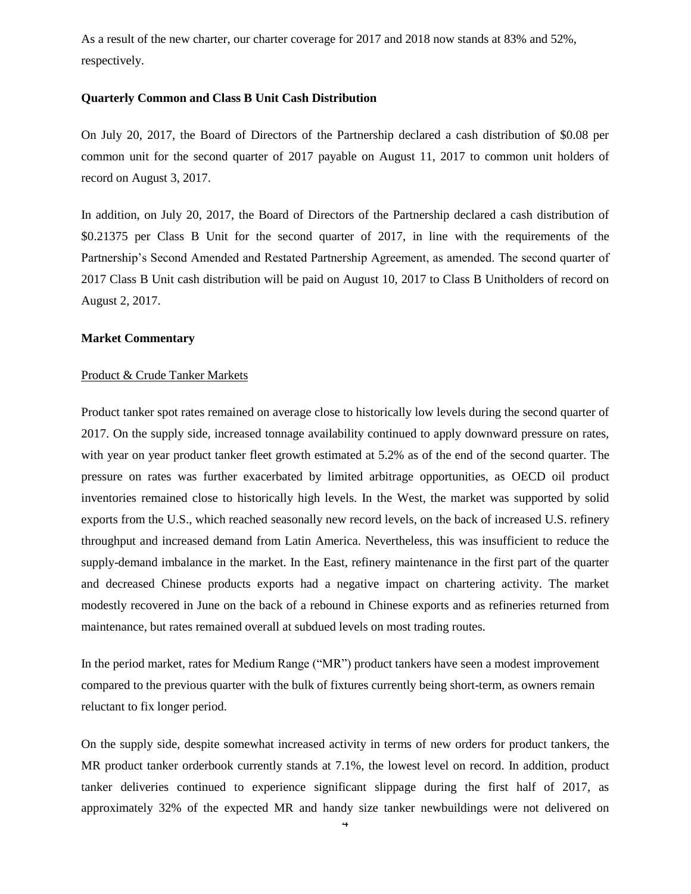As a result of the new charter, our charter coverage for 2017 and 2018 now stands at 83% and 52%, respectively.

**Quarterly Common and Class B Unit Cash Distribution**

On July 20, 2017, the Board of Directors of the Partnership declared a cash distribution of $0.08 per common unit for the second quarter of 2017 payable on August 11, 2017 to common unit holders of record on August 3, 2017.

In addition, on July 20, 2017, the Board of Directors of the Partnership declared a cash distribution of $0.21375 per Class B Unit for the second quarter of 2017, in line with the requirements of the Partnership's Second Amended and Restated Partnership Agreement, as amended. The second quarter of 2017 Class B Unit cash distribution will be paid on August 10, 2017 to Class B Unitholders of record on August 2, 2017.

**Market Commentary**

Product & Crude Tanker Markets

Product tanker spot rates remained on average close to historically low levels during the second quarter of 2017. On the supply side, increased tonnage availability continued to apply downward pressure on rates, with year on year product tanker fleet growth estimated at 5.2% as of the end of the second quarter. The pressure on rates was further exacerbated by limited arbitrage opportunities, as OECD oil product inventories remained close to historically high levels. In the West, the market was supported by solid exports from the U.S., which reached seasonally new record levels, on the back of increased U.S. refinery throughput and increased demand from Latin America. Nevertheless, this was insufficient to reduce the supply-demand imbalance in the market. In the East, refinery maintenance in the first part of the quarter and decreased Chinese products exports had a negative impact on chartering activity. The market modestly recovered in June on the back of a rebound in Chinese exports and as refineries returned from maintenance, but rates remained overall at subdued levels on most trading routes.

In the period market, rates for Medium Range ("MR") product tankers have seen a modest improvement compared to the previous quarter with the bulk of fixtures currently being short-term, as owners remain reluctant to fix longer period.

On the supply side, despite somewhat increased activity in terms of new orders for product tankers, the MR product tanker orderbook currently stands at 7.1%, the lowest level on record. In addition, product tanker deliveries continued to experience significant slippage during the first half of 2017, as approximately 32% of the expected MR and handy size tanker newbuildings were not delivered on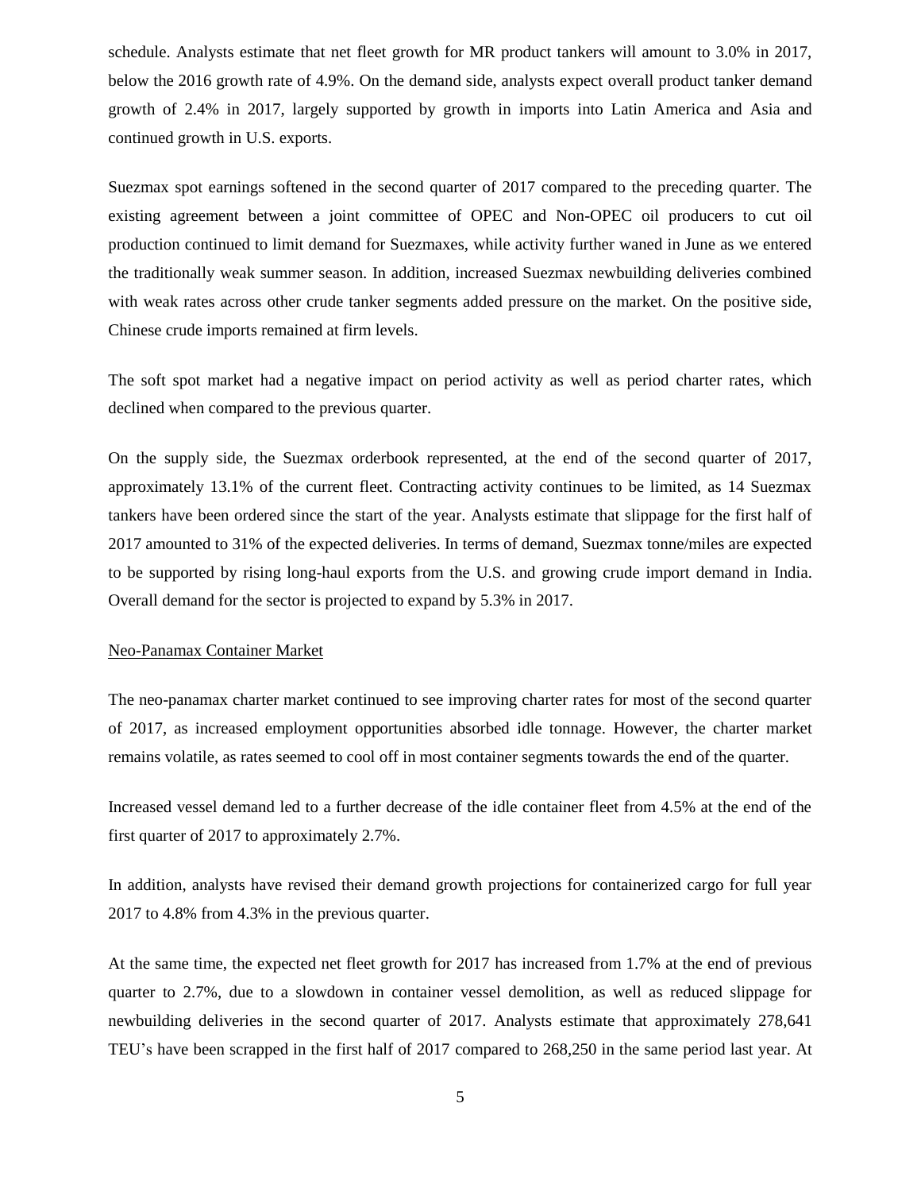schedule. Analysts estimate that net fleet growth for MR product tankers will amount to 3.0% in 2017, below the 2016 growth rate of 4.9%. On the demand side, analysts expect overall product tanker demand growth of 2.4% in 2017, largely supported by growth in imports into Latin America and Asia and continued growth in U.S. exports.

Suezmax spot earnings softened in the second quarter of 2017 compared to the preceding quarter. The existing agreement between a joint committee of OPEC and Non-OPEC oil producers to cut oil production continued to limit demand for Suezmaxes, while activity further waned in June as we entered the traditionally weak summer season. In addition, increased Suezmax newbuilding deliveries combined with weak rates across other crude tanker segments added pressure on the market. On the positive side, Chinese crude imports remained at firm levels.

The soft spot market had a negative impact on period activity as well as period charter rates, which declined when compared to the previous quarter.

On the supply side, the Suezmax orderbook represented, at the end of the second quarter of 2017, approximately 13.1% of the current fleet. Contracting activity continues to be limited, as 14 Suezmax tankers have been ordered since the start of the year. Analysts estimate that slippage for the first half of 2017 amounted to 31% of the expected deliveries. In terms of demand, Suezmax tonne/miles are expected to be supported by rising long-haul exports from the U.S. and growing crude import demand in India. Overall demand for the sector is projected to expand by 5.3% in 2017.

Neo-Panamax Container Market

The neo-panamax charter market continued to see improving charter rates for most of the second quarter of 2017, as increased employment opportunities absorbed idle tonnage. However, the charter market remains volatile, as rates seemed to cool off in most container segments towards the end of the quarter.

Increased vessel demand led to a further decrease of the idle container fleet from 4.5% at the end of the first quarter of 2017 to approximately 2.7%.

In addition, analysts have revised their demand growth projections for containerized cargo for full year 2017 to 4.8% from 4.3% in the previous quarter.

At the same time, the expected net fleet growth for 2017 has increased from 1.7% at the end of previous quarter to 2.7%, due to a slowdown in container vessel demolition, as well as reduced slippage for newbuilding deliveries in the second quarter of 2017. Analysts estimate that approximately 278,641 TEU's have been scrapped in the first half of 2017 compared to 268,250 in the same period last year. At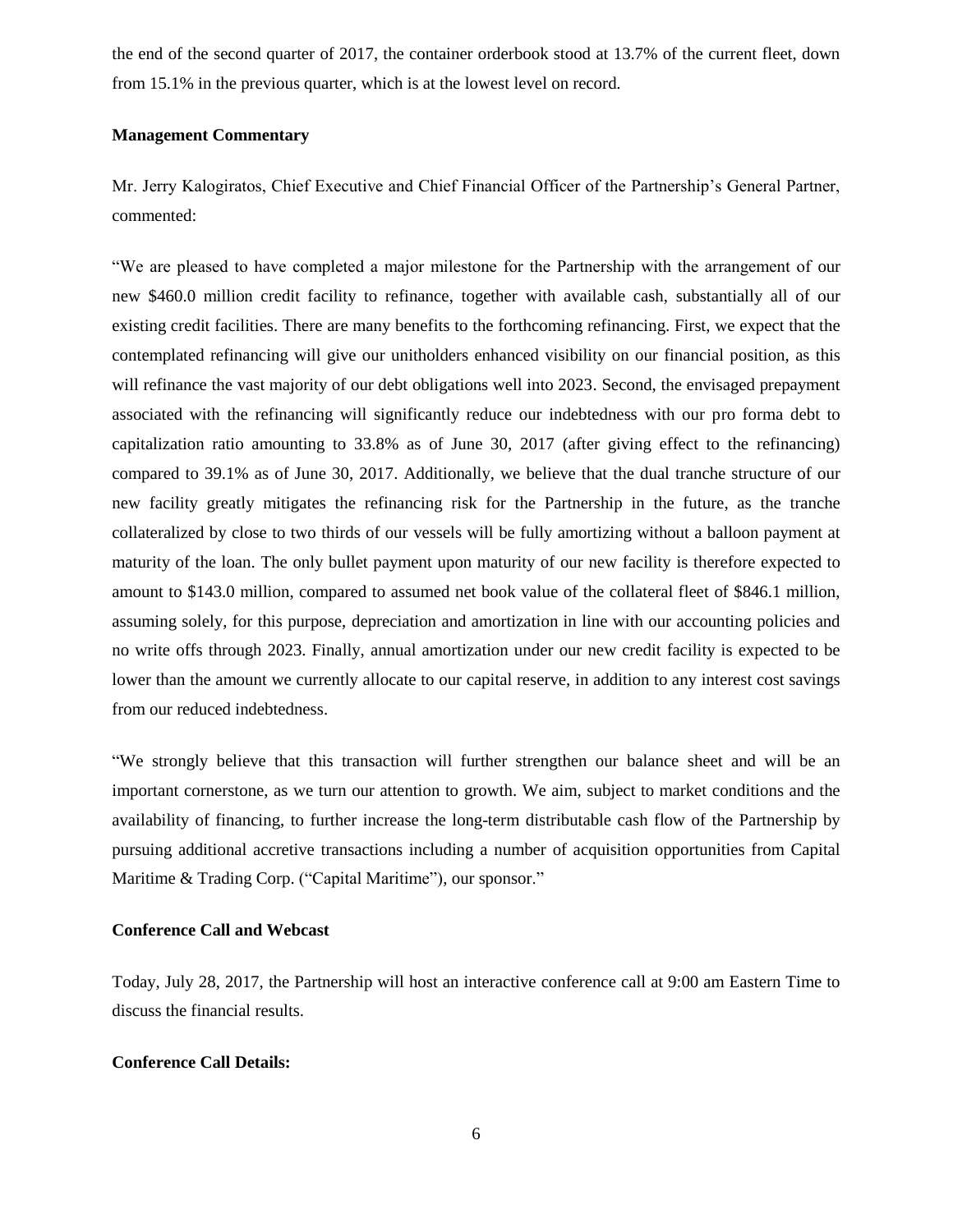the end of the second quarter of 2017, the container orderbook stood at 13.7% of the current fleet, down from 15.1% in the previous quarter, which is at the lowest level on record.

**Management Commentary**

Mr. Jerry Kalogiratos, Chief Executive and Chief Financial Officer of the Partnership's General Partner, commented:

"We are pleased to have completed a major milestone for the Partnership with the arrangement of our new $460.0 million credit facility to refinance, together with available cash, substantially all of our existing credit facilities. There are many benefits to the forthcoming refinancing. First, we expect that the contemplated refinancing will give our unitholders enhanced visibility on our financial position, as this will refinance the vast majority of our debt obligations well into 2023. Second, the envisaged prepayment associated with the refinancing will significantly reduce our indebtedness with our pro forma debt to capitalization ratio amounting to 33.8% as of June 30, 2017 (after giving effect to the refinancing) compared to 39.1% as of June 30, 2017. Additionally, we believe that the dual tranche structure of our new facility greatly mitigates the refinancing risk for the Partnership in the future, as the tranche collateralized by close to two thirds of our vessels will be fully amortizing without a balloon payment at maturity of the loan. The only bullet payment upon maturity of our new facility is therefore expected to amount to $143.0 million, compared to assumed net book value of the collateral fleet of $846.1 million, assuming solely, for this purpose, depreciation and amortization in line with our accounting policies and no write offs through 2023. Finally, annual amortization under our new credit facility is expected to be lower than the amount we currently allocate to our capital reserve, in addition to any interest cost savings from our reduced indebtedness.

"We strongly believe that this transaction will further strengthen our balance sheet and will be an important cornerstone, as we turn our attention to growth. We aim, subject to market conditions and the availability of financing, to further increase the long-term distributable cash flow of the Partnership by pursuing additional accretive transactions including a number of acquisition opportunities from Capital Maritime & Trading Corp. ("Capital Maritime"), our sponsor."

**Conference Call and Webcast**

Today, July 28, 2017, the Partnership will host an interactive conference call at 9:00 am Eastern Time to discuss the financial results.

**Conference Call Details:**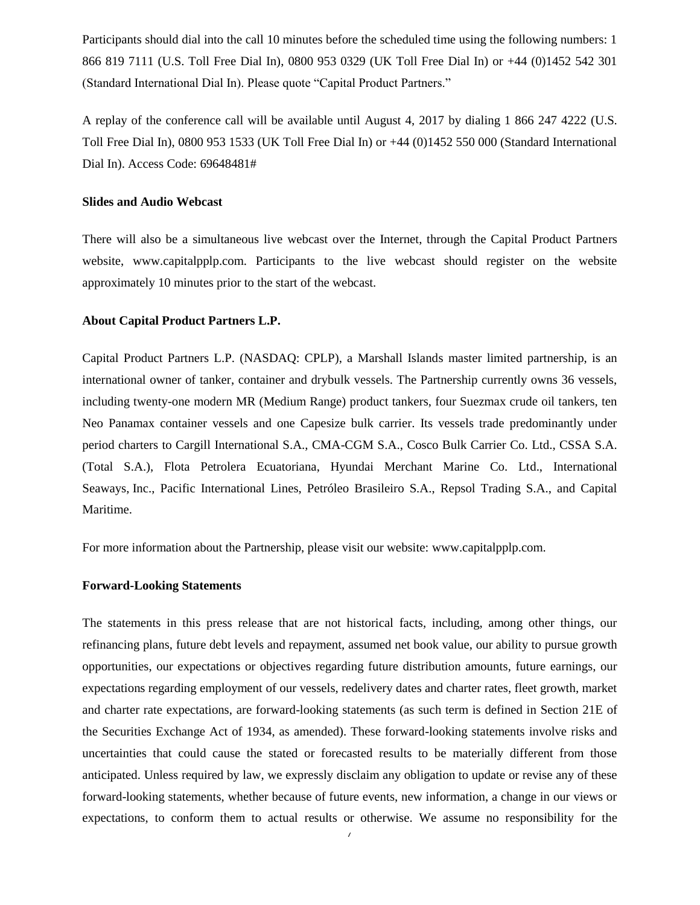Participants should dial into the call 10 minutes before the scheduled time using the following numbers: 1 866 819 7111 (U.S. Toll Free Dial In), 0800 953 0329 (UK Toll Free Dial In) or +44 (0)1452 542 301 (Standard International Dial In). Please quote "Capital Product Partners."

A replay of the conference call will be available until August 4, 2017 by dialing 1 866 247 4222 (U.S. Toll Free Dial In), 0800 953 1533 (UK Toll Free Dial In) or +44 (0)1452 550 000 (Standard International Dial In). Access Code: 69648481#

**Slides and Audio Webcast**

There will also be a simultaneous live webcast over the Internet, through the Capital Product Partners website, www.capitalpplp.com. Participants to the live webcast should register on the website approximately 10 minutes prior to the start of the webcast.

**About Capital Product Partners L.P.**

Capital Product Partners L.P. (NASDAQ: CPLP), a Marshall Islands master limited partnership, is an international owner of tanker, container and drybulk vessels. The Partnership currently owns 36 vessels, including twenty-one modern MR (Medium Range) product tankers, four Suezmax crude oil tankers, ten Neo Panamax container vessels and one Capesize bulk carrier. Its vessels trade predominantly under period charters to Cargill International S.A., CMA-CGM S.A., Cosco Bulk Carrier Co. Ltd., CSSA S.A. (Total S.A.), Flota Petrolera Ecuatoriana, Hyundai Merchant Marine Co. Ltd., International Seaways, Inc., Pacific International Lines, Petróleo Brasileiro S.A., Repsol Trading S.A., and Capital Maritime.

For more information about the Partnership, please visit our website: www.capitalpplp.com.

**Forward-Looking Statements**

The statements in this press release that are not historical facts, including, among other things, our refinancing plans, future debt levels and repayment, assumed net book value, our ability to pursue growth opportunities, our expectations or objectives regarding future distribution amounts, future earnings, our expectations regarding employment of our vessels, redelivery dates and charter rates, fleet growth, market and charter rate expectations, are forward-looking statements (as such term is defined in Section 21E of the Securities Exchange Act of 1934, as amended). These forward-looking statements involve risks and uncertainties that could cause the stated or forecasted results to be materially different from those anticipated. Unless required by law, we expressly disclaim any obligation to update or revise any of these forward-looking statements, whether because of future events, new information, a change in our views or expectations, to conform them to actual results or otherwise. We assume no responsibility for the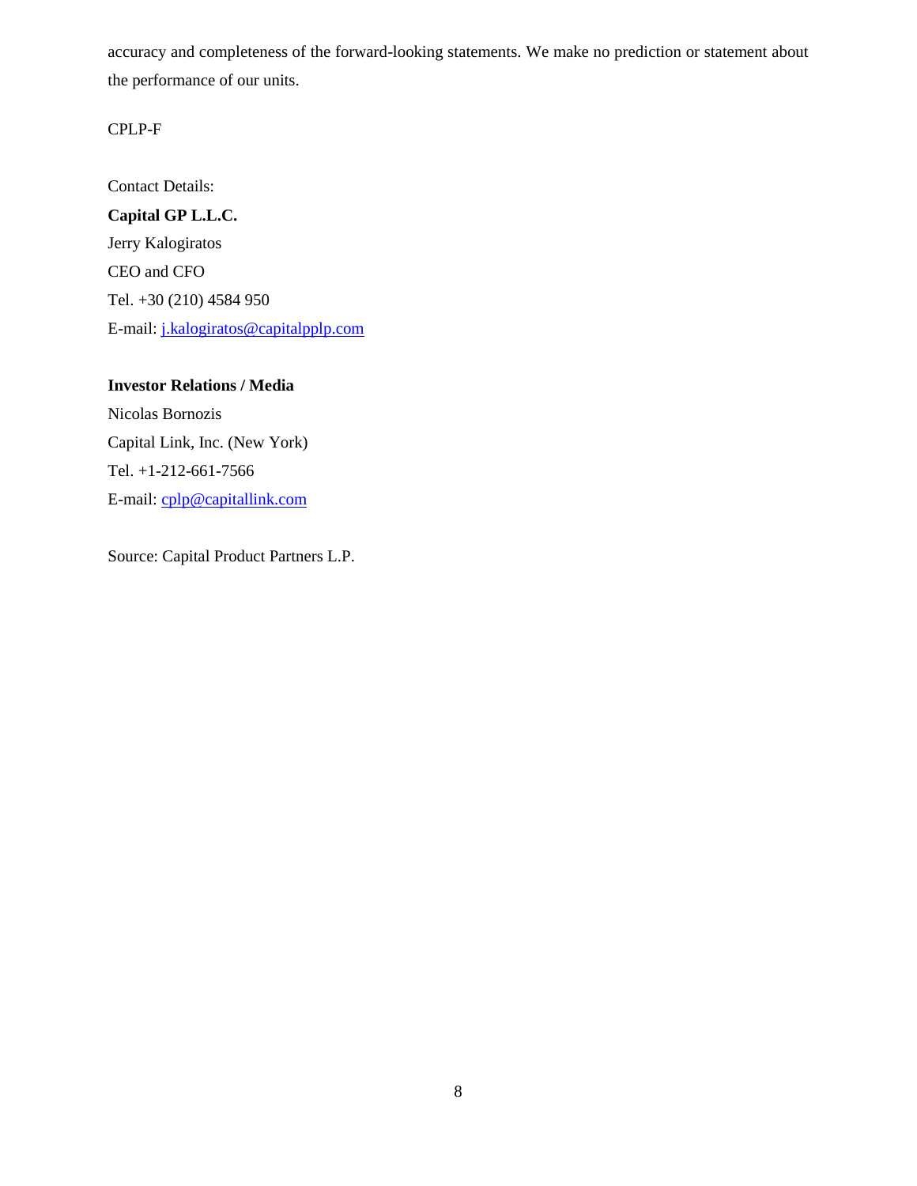accuracy and completeness of the forward-looking statements. We make no prediction or statement about the performance of our units.

CPLP-F

Contact Details:

**Capital GP L.L.C.**
Jerry Kalogiratos
CEO and CFO
Tel. +30 (210) 4584 950
E-mail: j.kalogiratos@capitalpplp.com

**Investor Relations / Media**
Nicolas Bornozis
Capital Link, Inc. (New York)
Tel. +1-212-661-7566
E-mail: cplp@capitallink.com

Source: Capital Product Partners L.P.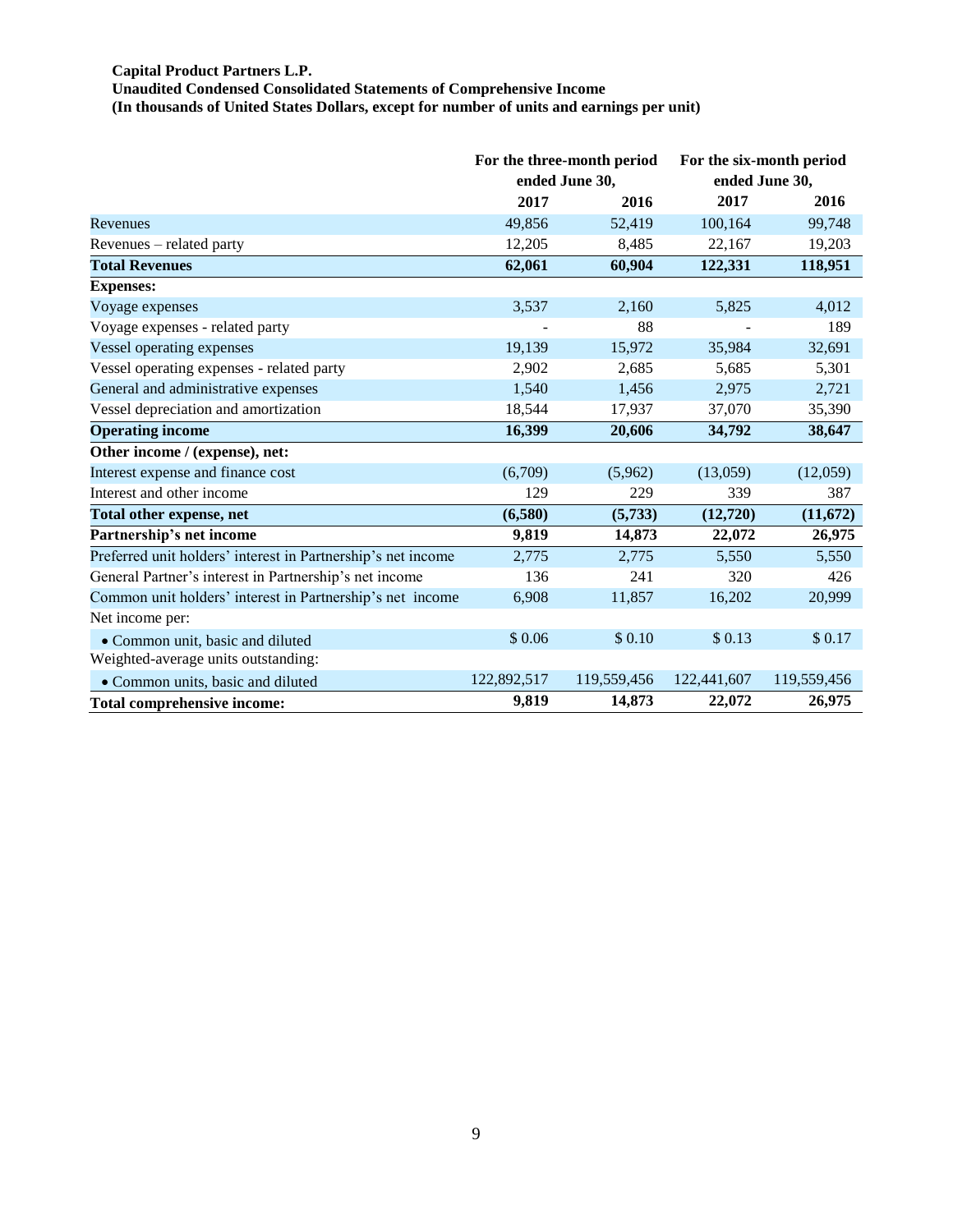**Capital Product Partners L.P.**
**Unaudited Condensed Consolidated Statements of Comprehensive Income**
**(In thousands of United States Dollars, except for number of units and earnings per unit)**

| | For the three-month period ended June 30, | | For the six-month period ended June 30, | |
|---|---|---|---|---|
| | **2017** | **2016** | **2017** | **2016** |
| Revenues | 49,856 | 52,419 | 100,164 | 99,748 |
| Revenues – related party | 12,205 | 8,485 | 22,167 | 19,203 |
| **Total Revenues** | **62,061** | **60,904** | **122,331** | **118,951** |
| **Expenses:** | | | | |
| Voyage expenses | 3,537 | 2,160 | 5,825 | 4,012 |
| Voyage expenses - related party | - | 88 | - | 189 |
| Vessel operating expenses | 19,139 | 15,972 | 35,984 | 32,691 |
| Vessel operating expenses - related party | 2,902 | 2,685 | 5,685 | 5,301 |
| General and administrative expenses | 1,540 | 1,456 | 2,975 | 2,721 |
| Vessel depreciation and amortization | 18,544 | 17,937 | 37,070 | 35,390 |
| **Operating income** | **16,399** | **20,606** | **34,792** | **38,647** |
| **Other income / (expense), net:** | | | | |
| Interest expense and finance cost | (6,709) | (5,962) | (13,059) | (12,059) |
| Interest and other income | 129 | 229 | 339 | 387 |
| **Total other expense, net** | **(6,580)** | **(5,733)** | **(12,720)** | **(11,672)** |
| **Partnership's net income** | **9,819** | **14,873** | **22,072** | **26,975** |
| Preferred unit holders' interest in Partnership's net income | 2,775 | 2,775 | 5,550 | 5,550 |
| General Partner's interest in Partnership's net income | 136 | 241 | 320 | 426 |
| Common unit holders' interest in Partnership's net income | 6,908 | 11,857 | 16,202 | 20,999 |
| Net income per: | | | | |
| • Common unit, basic and diluted | $ 0.06 | $ 0.10 | $ 0.13 | $ 0.17 |
| Weighted-average units outstanding: | | | | |
| • Common units, basic and diluted | 122,892,517 | 119,559,456 | 122,441,607 | 119,559,456 |
| **Total comprehensive income:** | **9,819** | **14,873** | **22,072** | **26,975** |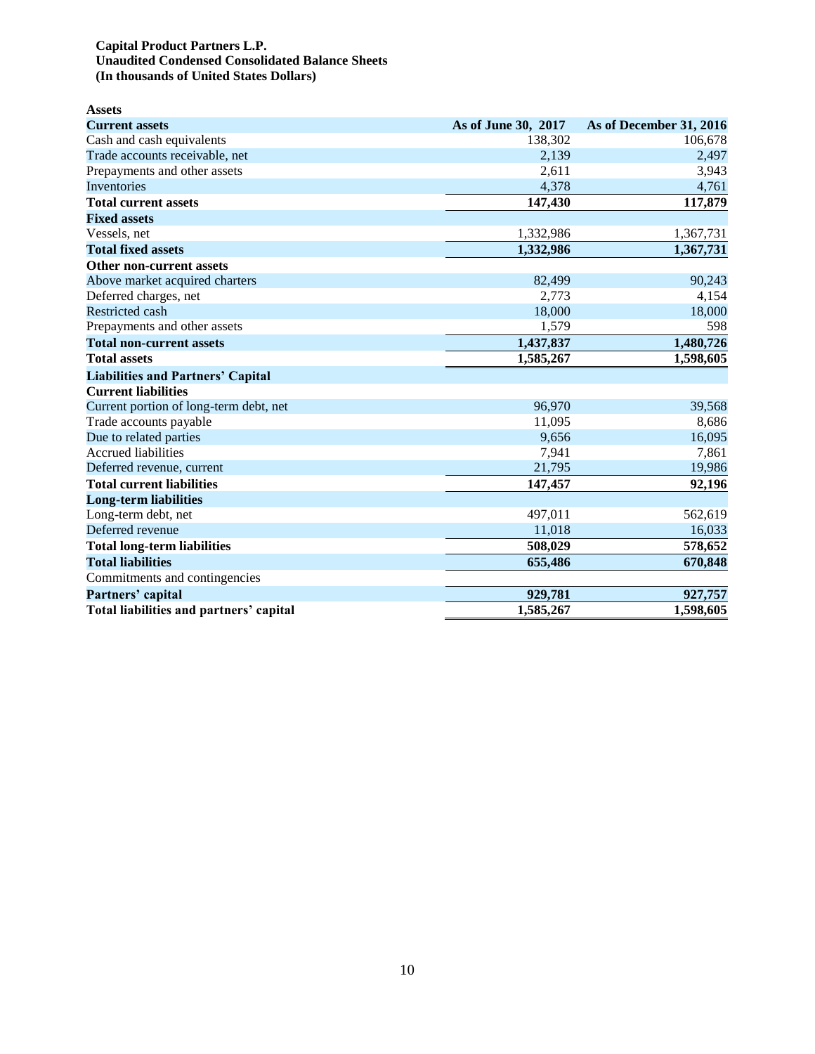**Capital Product Partners L.P.**
**Unaudited Condensed Consolidated Balance Sheets**
**(In thousands of United States Dollars)**

**Assets**

| **Current assets** | **As of June 30, 2017** | **As of December 31, 2016** |
|---|---|---|
| Cash and cash equivalents | 138,302 | 106,678 |
| Trade accounts receivable, net | 2,139 | 2,497 |
| Prepayments and other assets | 2,611 | 3,943 |
| Inventories | 4,378 | 4,761 |
| **Total current assets** | **147,430** | **117,879** |
| **Fixed assets** | | |
| Vessels, net | 1,332,986 | 1,367,731 |
| **Total fixed assets** | **1,332,986** | **1,367,731** |
| **Other non-current assets** | | |
| Above market acquired charters | 82,499 | 90,243 |
| Deferred charges, net | 2,773 | 4,154 |
| Restricted cash | 18,000 | 18,000 |
| Prepayments and other assets | 1,579 | 598 |
| **Total non-current assets** | **1,437,837** | **1,480,726** |
| **Total assets** | **1,585,267** | **1,598,605** |
| **Liabilities and Partners' Capital** | | |
| **Current liabilities** | | |
| Current portion of long-term debt, net | 96,970 | 39,568 |
| Trade accounts payable | 11,095 | 8,686 |
| Due to related parties | 9,656 | 16,095 |
| Accrued liabilities | 7,941 | 7,861 |
| Deferred revenue, current | 21,795 | 19,986 |
| **Total current liabilities** | **147,457** | **92,196** |
| **Long-term liabilities** | | |
| Long-term debt, net | 497,011 | 562,619 |
| Deferred revenue | 11,018 | 16,033 |
| **Total long-term liabilities** | **508,029** | **578,652** |
| **Total liabilities** | **655,486** | **670,848** |
| Commitments and contingencies | | |
| **Partners' capital** | **929,781** | **927,757** |
| **Total liabilities and partners' capital** | **1,585,267** | **1,598,605** |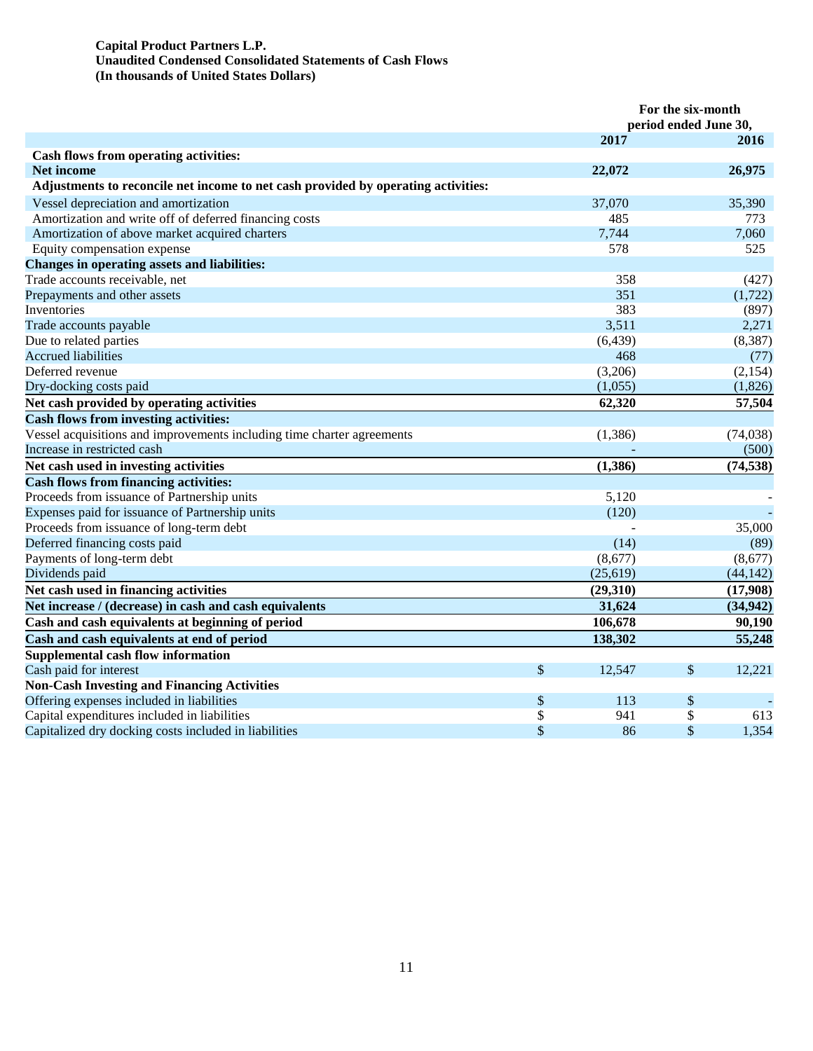**Capital Product Partners L.P.**
**Unaudited Condensed Consolidated Statements of Cash Flows**
**(In thousands of United States Dollars)**

| | For the six-month period ended June 30, | |
|---|---|---|
| | **2017** | **2016** |
| **Cash flows from operating activities:** | | |
| **Net income** | **22,072** | **26,975** |
| **Adjustments to reconcile net income to net cash provided by operating activities:** | | |
| Vessel depreciation and amortization | 37,070 | 35,390 |
| Amortization and write off of deferred financing costs | 485 | 773 |
| Amortization of above market acquired charters | 7,744 | 7,060 |
| Equity compensation expense | 578 | 525 |
| **Changes in operating assets and liabilities:** | | |
| Trade accounts receivable, net | 358 | (427) |
| Prepayments and other assets | 351 | (1,722) |
| Inventories | 383 | (897) |
| Trade accounts payable | 3,511 | 2,271 |
| Due to related parties | (6,439) | (8,387) |
| Accrued liabilities | 468 | (77) |
| Deferred revenue | (3,206) | (2,154) |
| Dry-docking costs paid | (1,055) | (1,826) |
| **Net cash provided by operating activities** | **62,320** | **57,504** |
| **Cash flows from investing activities:** | | |
| Vessel acquisitions and improvements including time charter agreements | (1,386) | (74,038) |
| Increase in restricted cash | - | (500) |
| **Net cash used in investing activities** | **(1,386)** | **(74,538)** |
| **Cash flows from financing activities:** | | |
| Proceeds from issuance of Partnership units | 5,120 | - |
| Expenses paid for issuance of Partnership units | (120) | - |
| Proceeds from issuance of long-term debt | - | 35,000 |
| Deferred financing costs paid | (14) | (89) |
| Payments of long-term debt | (8,677) | (8,677) |
| Dividends paid | (25,619) | (44,142) |
| **Net cash used in financing activities** | **(29,310)** | **(17,908)** |
| **Net increase / (decrease) in cash and cash equivalents** | **31,624** | **(34,942)** |
| **Cash and cash equivalents at beginning of period** | **106,678** | **90,190** |
| **Cash and cash equivalents at end of period** | **138,302** | **55,248** |
| **Supplemental cash flow information** | | |
| Cash paid for interest | $ 12,547 | $ 12,221 |
| **Non-Cash Investing and Financing Activities** | | |
| Offering expenses included in liabilities | $ 113 | $ - |
| Capital expenditures included in liabilities | $ 941 | $ 613 |
| Capitalized dry docking costs included in liabilities | $ 86 | $ 1,354 |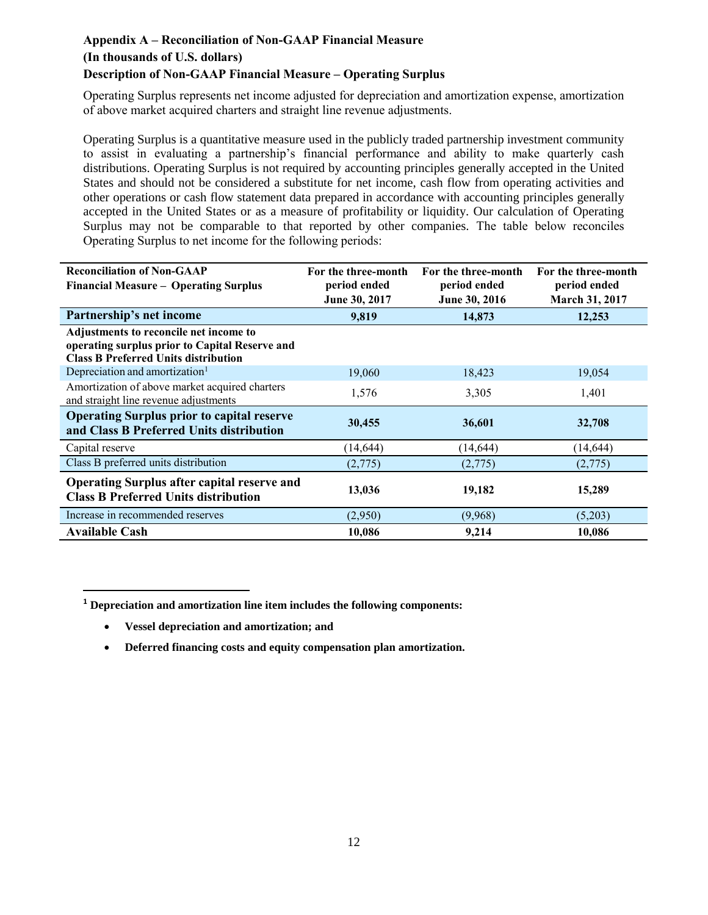**Appendix A – Reconciliation of Non-GAAP Financial Measure**

**(In thousands of U.S. dollars)**

**Description of Non-GAAP Financial Measure – Operating Surplus**

Operating Surplus represents net income adjusted for depreciation and amortization expense, amortization of above market acquired charters and straight line revenue adjustments.

Operating Surplus is a quantitative measure used in the publicly traded partnership investment community to assist in evaluating a partnership's financial performance and ability to make quarterly cash distributions. Operating Surplus is not required by accounting principles generally accepted in the United States and should not be considered a substitute for net income, cash flow from operating activities and other operations or cash flow statement data prepared in accordance with accounting principles generally accepted in the United States or as a measure of profitability or liquidity. Our calculation of Operating Surplus may not be comparable to that reported by other companies. The table below reconciles Operating Surplus to net income for the following periods:

| Reconciliation of Non-GAAP Financial Measure – Operating Surplus | For the three-month period ended June 30, 2017 | For the three-month period ended June 30, 2016 | For the three-month period ended March 31, 2017 |
|---|---|---|---|
| **Partnership's net income** | **9,819** | **14,873** | **12,253** |
| **Adjustments to reconcile net income to operating surplus prior to Capital Reserve and Class B Preferred Units distribution** | | | |
| Depreciation and amortization[1] | 19,060 | 18,423 | 19,054 |
| Amortization of above market acquired charters and straight line revenue adjustments | 1,576 | 3,305 | 1,401 |
| **Operating Surplus prior to capital reserve and Class B Preferred Units distribution** | **30,455** | **36,601** | **32,708** |
| Capital reserve | (14,644) | (14,644) | (14,644) |
| Class B preferred units distribution | (2,775) | (2,775) | (2,775) |
| **Operating Surplus after capital reserve and Class B Preferred Units distribution** | **13,036** | **19,182** | **15,289** |
| Increase in recommended reserves | (2,950) | (9,968) | (5,203) |
| **Available Cash** | **10,086** | **9,214** | **10,086** |

[1] **Depreciation and amortization line item includes the following components:**

- **Vessel depreciation and amortization; and**
- **Deferred financing costs and equity compensation plan amortization.**